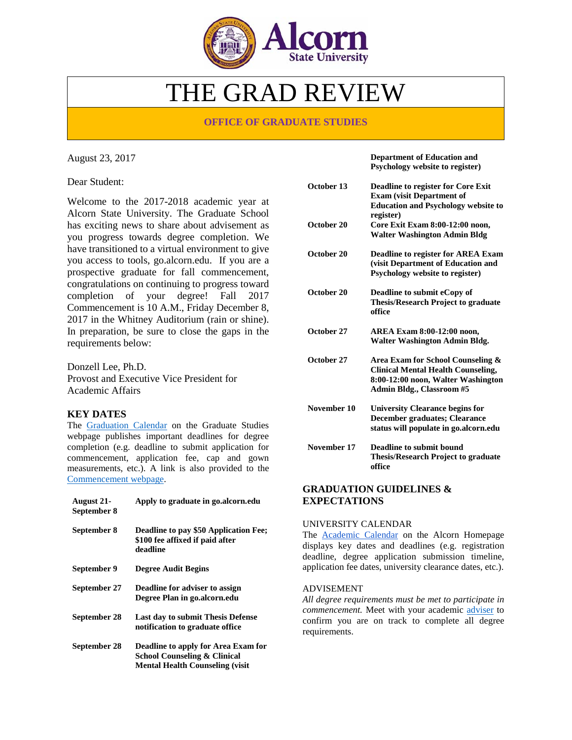# THE GRAD REVIEW

**OFFICE OF GRADUATE STUDIES**

August 23, 2017

Dear Student:

Welcome to the 2017-2018 academic year at Alcorn State University. The Graduate School has exciting news to share about advisement as you progress towards degree completion. We have transitioned to a virtual environment to give you access to tools, go.alcorn.edu. If you are a prospective graduate for fall commencement, congratulations on continuing to progress toward completion of your degree! Fall 2017 Commencement is 10 A.M., Friday December 8, 2017 in the Whitney Auditorium (rain or shine). In preparation, be sure to close the gaps in the requirements below:

Donzell Lee, Ph.D.
Provost and Executive Vice President for Academic Affairs

## KEY DATES

The Graduation Calendar on the Graduate Studies webpage publishes important deadlines for degree completion (e.g. deadline to submit application for commencement, application fee, cap and gown measurements, etc.). A link is also provided to the Commencement webpage.

| Date | Deadline |
|---|---|
| **August 21-September 8** | **Apply to graduate in go.alcorn.edu** |
| **September 8** | **Deadline to pay $50 Application Fee; $100 fee affixed if paid after deadline** |
| **September 9** | **Degree Audit Begins** |
| **September 27** | **Deadline for adviser to assign Degree Plan in go.alcorn.edu** |
| **September 28** | **Last day to submit Thesis Defense notification to graduate office** |
| **September 28** | **Deadline to apply for Area Exam for School Counseling & Clinical Mental Health Counseling (visit Department of Education and Psychology website to register)** |
| **October 13** | **Deadline to register for Core Exit Exam (visit Department of Education and Psychology website to register)** |
| **October 20** | **Core Exit Exam 8:00-12:00 noon, Walter Washington Admin Bldg** |
| **October 20** | **Deadline to register for AREA Exam (visit Department of Education and Psychology website to register)** |
| **October 20** | **Deadline to submit eCopy of Thesis/Research Project to graduate office** |
| **October 27** | **AREA Exam 8:00-12:00 noon, Walter Washington Admin Bldg.** |
| **October 27** | **Area Exam for School Counseling & Clinical Mental Health Counseling, 8:00-12:00 noon, Walter Washington Admin Bldg., Classroom #5** |
| **November 10** | **University Clearance begins for December graduates; Clearance status will populate in go.alcorn.edu** |
| **November 17** | **Deadline to submit bound Thesis/Research Project to graduate office** |

## GRADUATION GUIDELINES & EXPECTATIONS

UNIVERSITY CALENDAR

The Academic Calendar on the Alcorn Homepage displays key dates and deadlines (e.g. registration deadline, degree application submission timeline, application fee dates, university clearance dates, etc.).

ADVISEMENT

*All degree requirements must be met to participate in commencement.* Meet with your academic adviser to confirm you are on track to complete all degree requirements.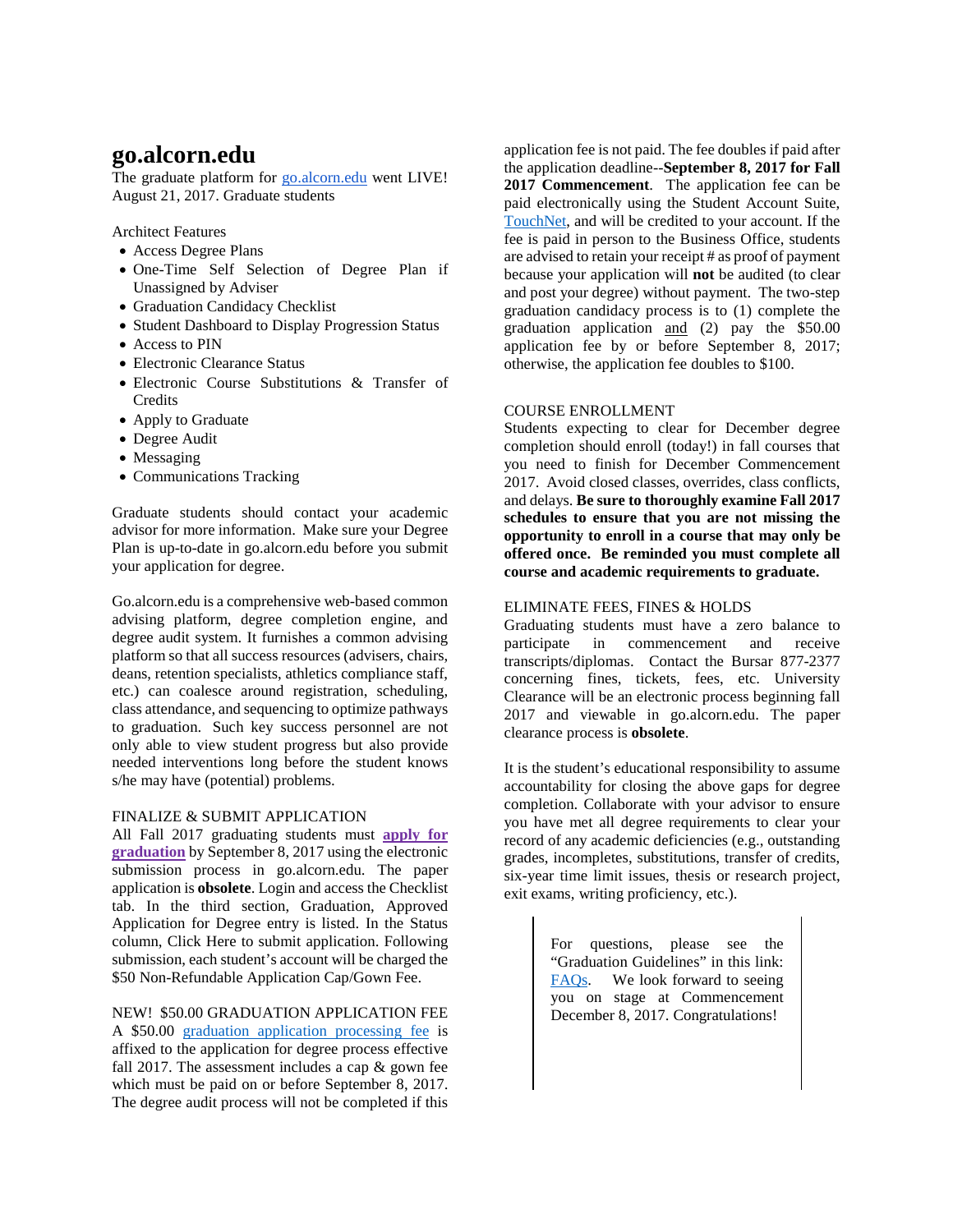# go.alcorn.edu

The graduate platform for go.alcorn.edu went LIVE! August 21, 2017. Graduate students

Architect Features

- Access Degree Plans
- One-Time Self Selection of Degree Plan if Unassigned by Adviser
- Graduation Candidacy Checklist
- Student Dashboard to Display Progression Status
- Access to PIN
- Electronic Clearance Status
- Electronic Course Substitutions & Transfer of Credits
- Apply to Graduate
- Degree Audit
- Messaging
- Communications Tracking

Graduate students should contact your academic advisor for more information. Make sure your Degree Plan is up-to-date in go.alcorn.edu before you submit your application for degree.

Go.alcorn.edu is a comprehensive web-based common advising platform, degree completion engine, and degree audit system. It furnishes a common advising platform so that all success resources (advisers, chairs, deans, retention specialists, athletics compliance staff, etc.) can coalesce around registration, scheduling, class attendance, and sequencing to optimize pathways to graduation. Such key success personnel are not only able to view student progress but also provide needed interventions long before the student knows s/he may have (potential) problems.

FINALIZE & SUBMIT APPLICATION

All Fall 2017 graduating students must **apply for graduation** by September 8, 2017 using the electronic submission process in go.alcorn.edu. The paper application is **obsolete**. Login and access the Checklist tab. In the third section, Graduation, Approved Application for Degree entry is listed. In the Status column, Click Here to submit application. Following submission, each student's account will be charged the $50 Non-Refundable Application Cap/Gown Fee.

NEW! $50.00 GRADUATION APPLICATION FEE

A $50.00 graduation application processing fee is affixed to the application for degree process effective fall 2017. The assessment includes a cap & gown fee which must be paid on or before September 8, 2017. The degree audit process will not be completed if this application fee is not paid. The fee doubles if paid after the application deadline--**September 8, 2017 for Fall 2017 Commencement**. The application fee can be paid electronically using the Student Account Suite, TouchNet, and will be credited to your account. If the fee is paid in person to the Business Office, students are advised to retain your receipt # as proof of payment because your application will **not** be audited (to clear and post your degree) without payment. The two-step graduation candidacy process is to (1) complete the graduation application and (2) pay the $50.00 application fee by or before September 8, 2017; otherwise, the application fee doubles to $100.

COURSE ENROLLMENT

Students expecting to clear for December degree completion should enroll (today!) in fall courses that you need to finish for December Commencement 2017. Avoid closed classes, overrides, class conflicts, and delays. **Be sure to thoroughly examine Fall 2017 schedules to ensure that you are not missing the opportunity to enroll in a course that may only be offered once. Be reminded you must complete all course and academic requirements to graduate.**

ELIMINATE FEES, FINES & HOLDS

Graduating students must have a zero balance to participate in commencement and receive transcripts/diplomas. Contact the Bursar 877-2377 concerning fines, tickets, fees, etc. University Clearance will be an electronic process beginning fall 2017 and viewable in go.alcorn.edu. The paper clearance process is **obsolete**.

It is the student's educational responsibility to assume accountability for closing the above gaps for degree completion. Collaborate with your advisor to ensure you have met all degree requirements to clear your record of any academic deficiencies (e.g., outstanding grades, incompletes, substitutions, transfer of credits, six-year time limit issues, thesis or research project, exit exams, writing proficiency, etc.).

For questions, please see the "Graduation Guidelines" in this link: FAQs. We look forward to seeing you on stage at Commencement December 8, 2017. Congratulations!